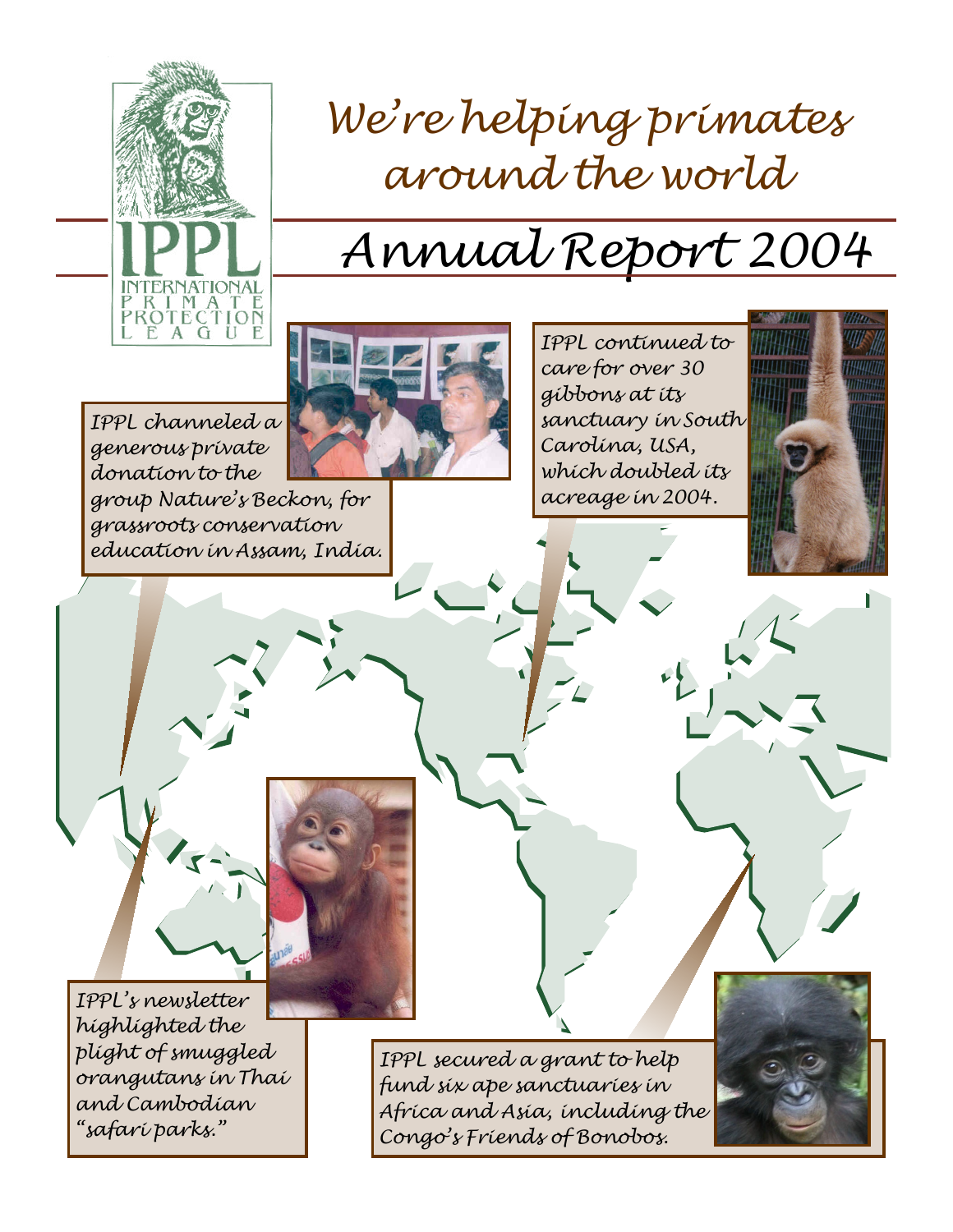INTERNATIONAL PRIMATE PROTECTION LEAGUE

# We're helping primates around the world

## Annual Report 2004

IPPL channeled a generous private donation to the group Nature's Beckon, for grassroots conservation education in Assam, India.

IPPL continued to care for over 30 gibbons at its sanctuary in South Carolina, USA, which doubled its acreage in 2004.

IPPL's newsletter highlighted the plight of smuggled orangutans in Thai and Cambodian "safari parks."

IPPL secured a grant to help fund six ape sanctuaries in Africa and Asia, including the Congo's Friends of Bonobos.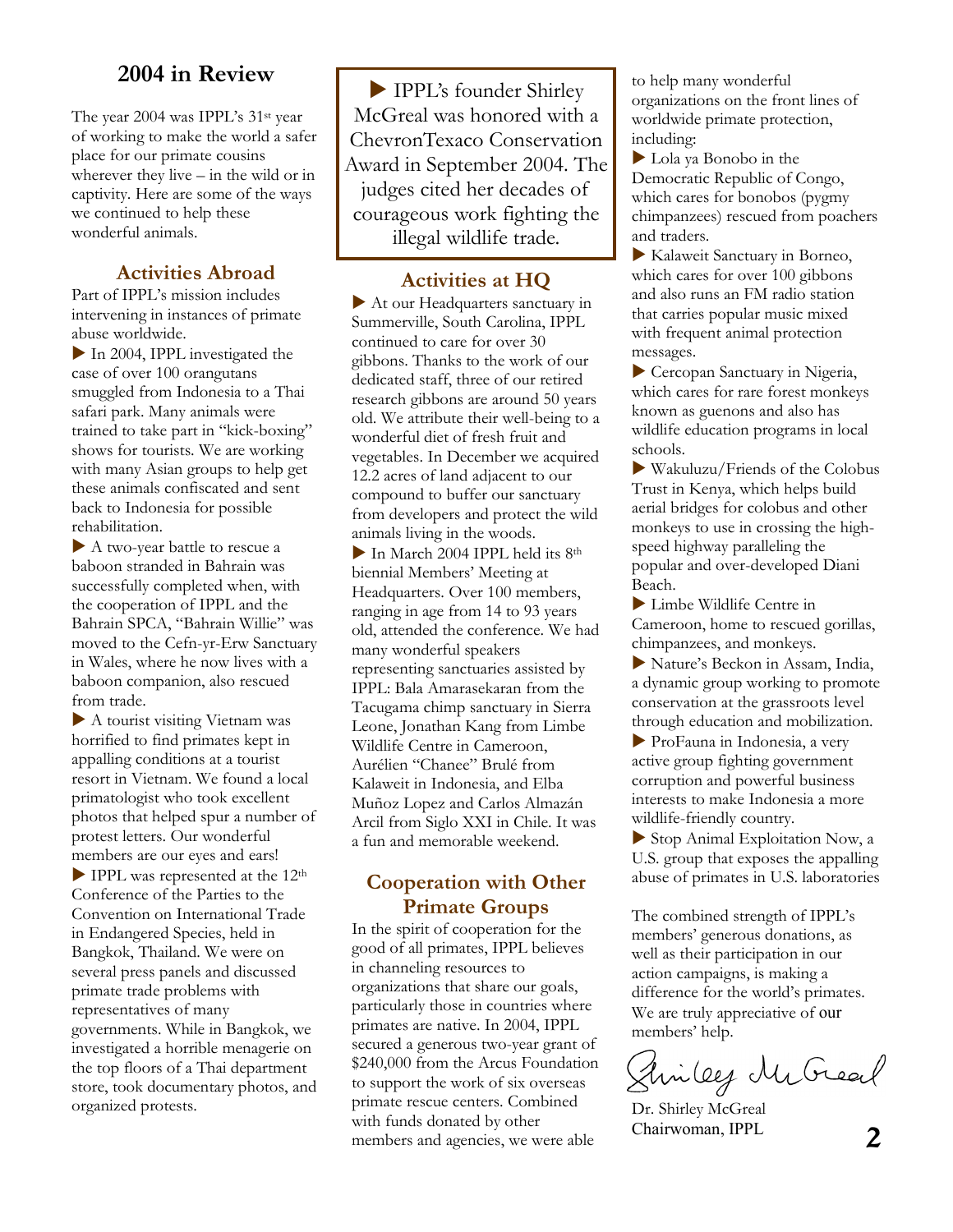## 2004 in Review

The year 2004 was IPPL's 31st year of working to make the world a safer place for our primate cousins wherever they live – in the wild or in captivity. Here are some of the ways we continued to help these wonderful animals.

### Activities Abroad

Part of IPPL's mission includes intervening in instances of primate abuse worldwide.

▶ In 2004, IPPL investigated the case of over 100 orangutans smuggled from Indonesia to a Thai safari park. Many animals were trained to take part in "kick-boxing" shows for tourists. We are working with many Asian groups to help get these animals confiscated and sent back to Indonesia for possible rehabilitation.

▶ A two-year battle to rescue a baboon stranded in Bahrain was successfully completed when, with the cooperation of IPPL and the Bahrain SPCA, "Bahrain Willie" was moved to the Cefn-yr-Erw Sanctuary in Wales, where he now lives with a baboon companion, also rescued from trade.

▶ A tourist visiting Vietnam was horrified to find primates kept in appalling conditions at a tourist resort in Vietnam. We found a local primatologist who took excellent photos that helped spur a number of protest letters. Our wonderful members are our eyes and ears!

▶ IPPL was represented at the 12th Conference of the Parties to the Convention on International Trade in Endangered Species, held in Bangkok, Thailand. We were on several press panels and discussed primate trade problems with representatives of many governments. While in Bangkok, we investigated a horrible menagerie on the top floors of a Thai department store, took documentary photos, and organized protests.

> ▶ IPPL's founder Shirley McGreal was honored with a ChevronTexaco Conservation Award in September 2004. The judges cited her decades of courageous work fighting the illegal wildlife trade.

### Activities at HQ

▶ At our Headquarters sanctuary in Summerville, South Carolina, IPPL continued to care for over 30 gibbons. Thanks to the work of our dedicated staff, three of our retired research gibbons are around 50 years old. We attribute their well-being to a wonderful diet of fresh fruit and vegetables. In December we acquired 12.2 acres of land adjacent to our compound to buffer our sanctuary from developers and protect the wild animals living in the woods.

▶ In March 2004 IPPL held its 8th biennial Members' Meeting at Headquarters. Over 100 members, ranging in age from 14 to 93 years old, attended the conference. We had many wonderful speakers representing sanctuaries assisted by IPPL: Bala Amarasekaran from the Tacugama chimp sanctuary in Sierra Leone, Jonathan Kang from Limbe Wildlife Centre in Cameroon, Aurélien "Chanee" Brulé from Kalaweit in Indonesia, and Elba Muñoz Lopez and Carlos Almazán Arcil from Siglo XXI in Chile. It was a fun and memorable weekend.

### Cooperation with Other Primate Groups

In the spirit of cooperation for the good of all primates, IPPL believes in channeling resources to organizations that share our goals, particularly those in countries where primates are native. In 2004, IPPL secured a generous two-year grant of $240,000 from the Arcus Foundation to support the work of six overseas primate rescue centers. Combined with funds donated by other members and agencies, we were able to help many wonderful organizations on the front lines of worldwide primate protection, including:

▶ Lola ya Bonobo in the Democratic Republic of Congo, which cares for bonobos (pygmy chimpanzees) rescued from poachers and traders.

▶ Kalaweit Sanctuary in Borneo, which cares for over 100 gibbons and also runs an FM radio station that carries popular music mixed with frequent animal protection messages.

▶ Cercopan Sanctuary in Nigeria, which cares for rare forest monkeys known as guenons and also has wildlife education programs in local schools.

▶ Wakuluzu/Friends of the Colobus Trust in Kenya, which helps build aerial bridges for colobus and other monkeys to use in crossing the high-speed highway paralleling the popular and over-developed Diani Beach.

▶ Limbe Wildlife Centre in Cameroon, home to rescued gorillas, chimpanzees, and monkeys.

▶ Nature's Beckon in Assam, India, a dynamic group working to promote conservation at the grassroots level through education and mobilization.

▶ ProFauna in Indonesia, a very active group fighting government corruption and powerful business interests to make Indonesia a more wildlife-friendly country.

▶ Stop Animal Exploitation Now, a U.S. group that exposes the appalling abuse of primates in U.S. laboratories

The combined strength of IPPL's members' generous donations, as well as their participation in our action campaigns, is making a difference for the world's primates. We are truly appreciative of our members' help.

Shirley McGreal

Dr. Shirley McGreal
Chairwoman, IPPL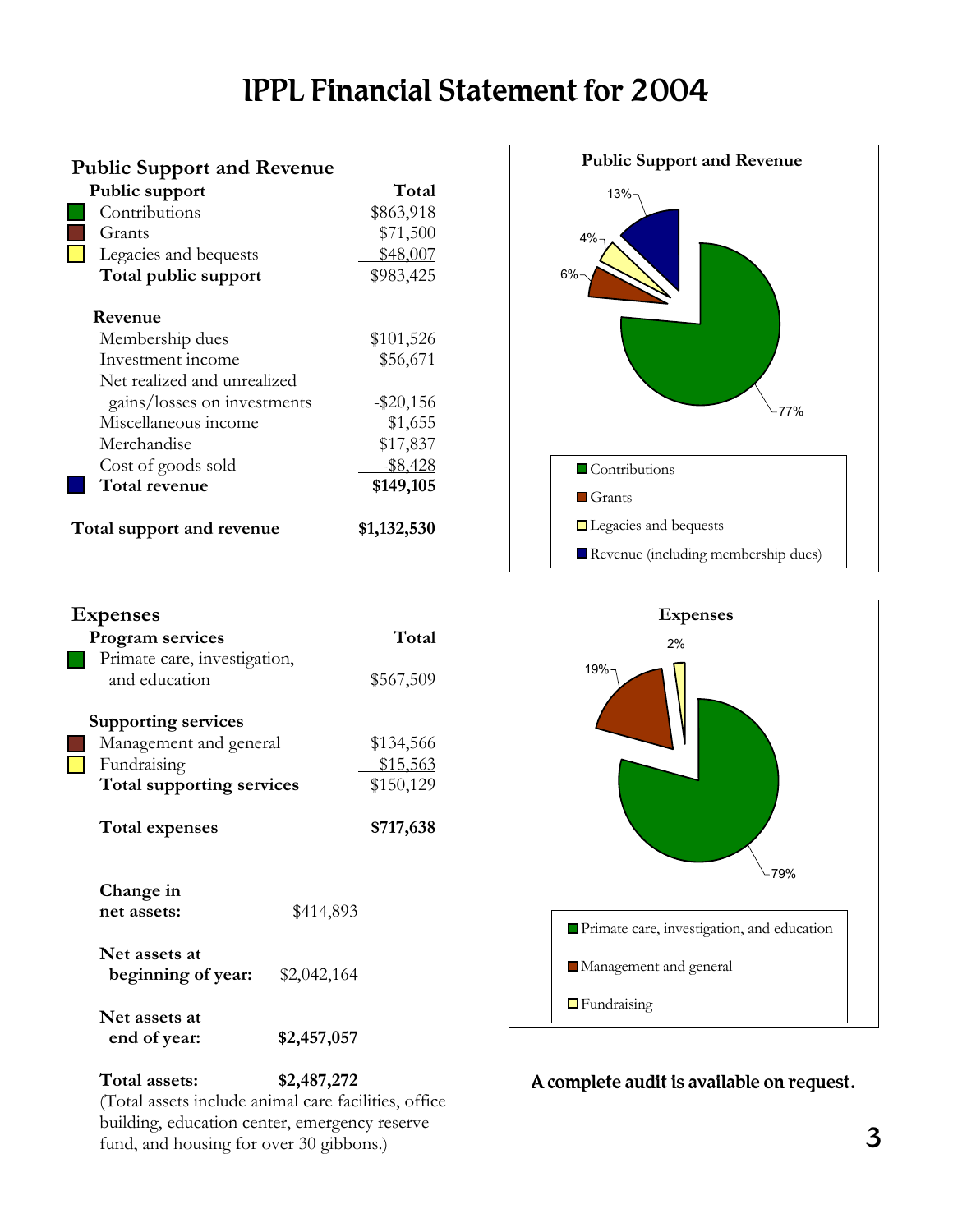# IPPL Financial Statement for 2004

## Public Support and Revenue

| Public support | Total |
|---|---|
| Contributions | $863,918 |
| Grants | $71,500 |
| Legacies and bequests | $48,007 |
| **Total public support** | $983,425 |

| Revenue | |
|---|---|
| Membership dues | $101,526 |
| Investment income | $56,671 |
| Net realized and unrealized gains/losses on investments | -$20,156 |
| Miscellaneous income | $1,655 |
| Merchandise | $17,837 |
| Cost of goods sold | -$8,428 |
| **Total revenue** | **$149,105** |

**Total support and revenue** **$1,132,530**

**Public Support and Revenue**

- Contributions: 77%
- Grants: 6%
- Legacies and bequests: 4%
- Revenue (including membership dues): 13%

## Expenses

| Program services | Total |
|---|---|
| Primate care, investigation, and education | $567,509 |

| Supporting services | |
|---|---|
| Management and general | $134,566 |
| Fundraising | $15,563 |
| **Total supporting services** | $150,129 |

**Total expenses** **$717,638**

**Expenses**

- Primate care, investigation, and education: 79%
- Management and general: 19%
- Fundraising: 2%

**Change in net assets:** $414,893

**Net assets at beginning of year:** $2,042,164

**Net assets at end of year:** **$2,457,057**

**Total assets:** **$2,487,272**

(Total assets include animal care facilities, office building, education center, emergency reserve fund, and housing for over 30 gibbons.)

**A complete audit is available on request.**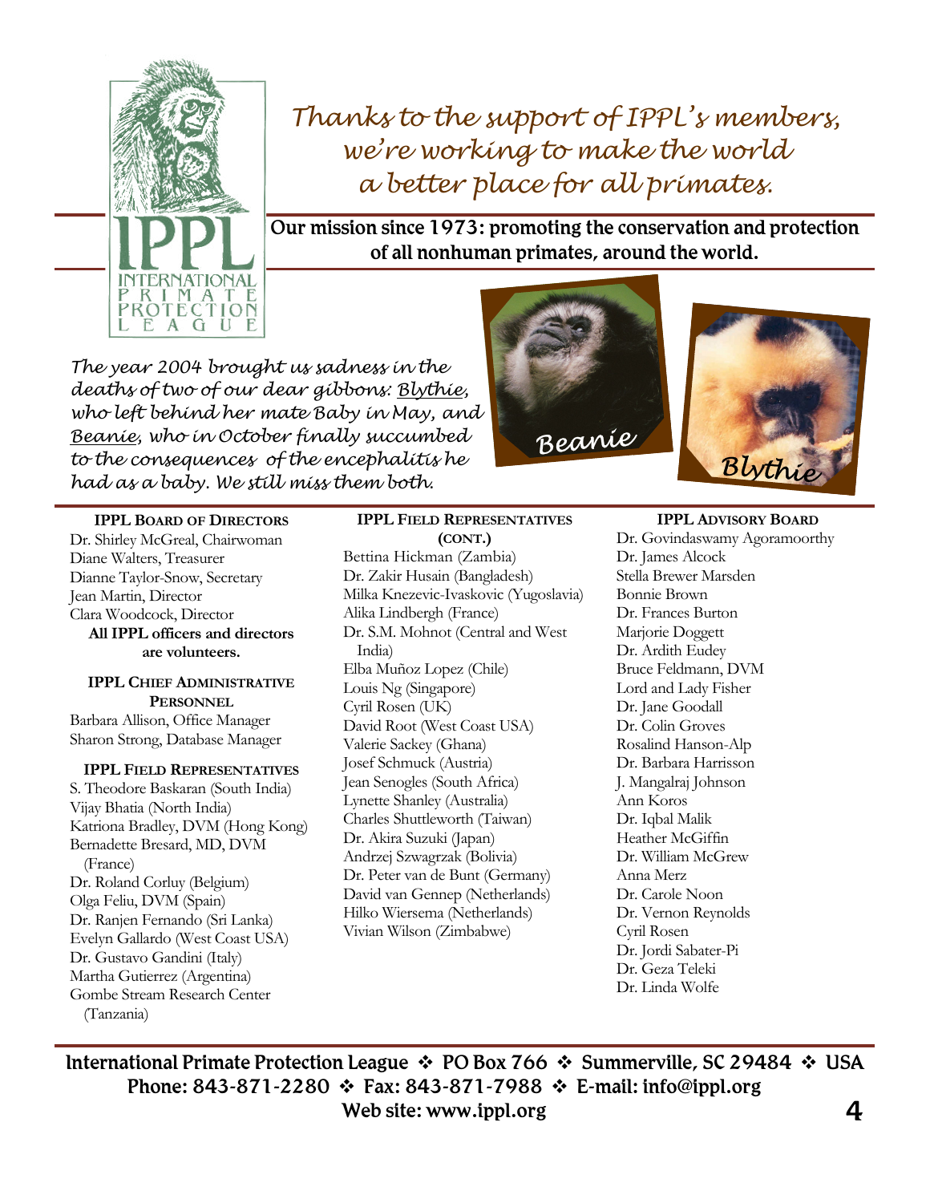*Thanks to the support of IPPL's members, we're working to make the world a better place for all primates.*

**Our mission since 1973: promoting the conservation and protection of all nonhuman primates, around the world.**

*The year 2004 brought us sadness in the deaths of two of our dear gibbons: Blythie, who left behind her mate Baby in May, and Beanie, who in October finally succumbed to the consequences of the encephalitis he had as a baby. We still miss them both.*

Beanie

Blythie

**IPPL BOARD OF DIRECTORS**

Dr. Shirley McGreal, Chairwoman
Diane Walters, Treasurer
Dianne Taylor-Snow, Secretary
Jean Martin, Director
Clara Woodcock, Director

**All IPPL officers and directors are volunteers.**

**IPPL CHIEF ADMINISTRATIVE PERSONNEL**

Barbara Allison, Office Manager
Sharon Strong, Database Manager

**IPPL FIELD REPRESENTATIVES**

S. Theodore Baskaran (South India)
Vijay Bhatia (North India)
Katriona Bradley, DVM (Hong Kong)
Bernadette Bresard, MD, DVM (France)
Dr. Roland Corluy (Belgium)
Olga Feliu, DVM (Spain)
Dr. Ranjen Fernando (Sri Lanka)
Evelyn Gallardo (West Coast USA)
Dr. Gustavo Gandini (Italy)
Martha Gutierrez (Argentina)
Gombe Stream Research Center (Tanzania)

**IPPL FIELD REPRESENTATIVES (CONT.)**

Bettina Hickman (Zambia)
Dr. Zakir Husain (Bangladesh)
Milka Knezevic-Ivaskovic (Yugoslavia)
Alika Lindbergh (France)
Dr. S.M. Mohnot (Central and West India)
Elba Muñoz Lopez (Chile)
Louis Ng (Singapore)
Cyril Rosen (UK)
David Root (West Coast USA)
Valerie Sackey (Ghana)
Josef Schmuck (Austria)
Jean Senogles (South Africa)
Lynette Shanley (Australia)
Charles Shuttleworth (Taiwan)
Dr. Akira Suzuki (Japan)
Andrzej Szwagrzak (Bolivia)
Dr. Peter van de Bunt (Germany)
David van Gennep (Netherlands)
Hilko Wiersema (Netherlands)
Vivian Wilson (Zimbabwe)

**IPPL ADVISORY BOARD**

Dr. Govindaswamy Agoramoorthy
Dr. James Alcock
Stella Brewer Marsden
Bonnie Brown
Dr. Frances Burton
Marjorie Doggett
Dr. Ardith Eudey
Bruce Feldmann, DVM
Lord and Lady Fisher
Dr. Jane Goodall
Dr. Colin Groves
Rosalind Hanson-Alp
Dr. Barbara Harrisson
J. Mangalraj Johnson
Ann Koros
Dr. Iqbal Malik
Heather McGiffin
Dr. William McGrew
Anna Merz
Dr. Carole Noon
Dr. Vernon Reynolds
Cyril Rosen
Dr. Jordi Sabater-Pi
Dr. Geza Teleki
Dr. Linda Wolfe

**International Primate Protection League ❖ PO Box 766 ❖ Summerville, SC 29484 ❖ USA**
**Phone: 843-871-2280 ❖ Fax: 843-871-7988 ❖ E-mail: info@ippl.org**
**Web site: www.ippl.org**